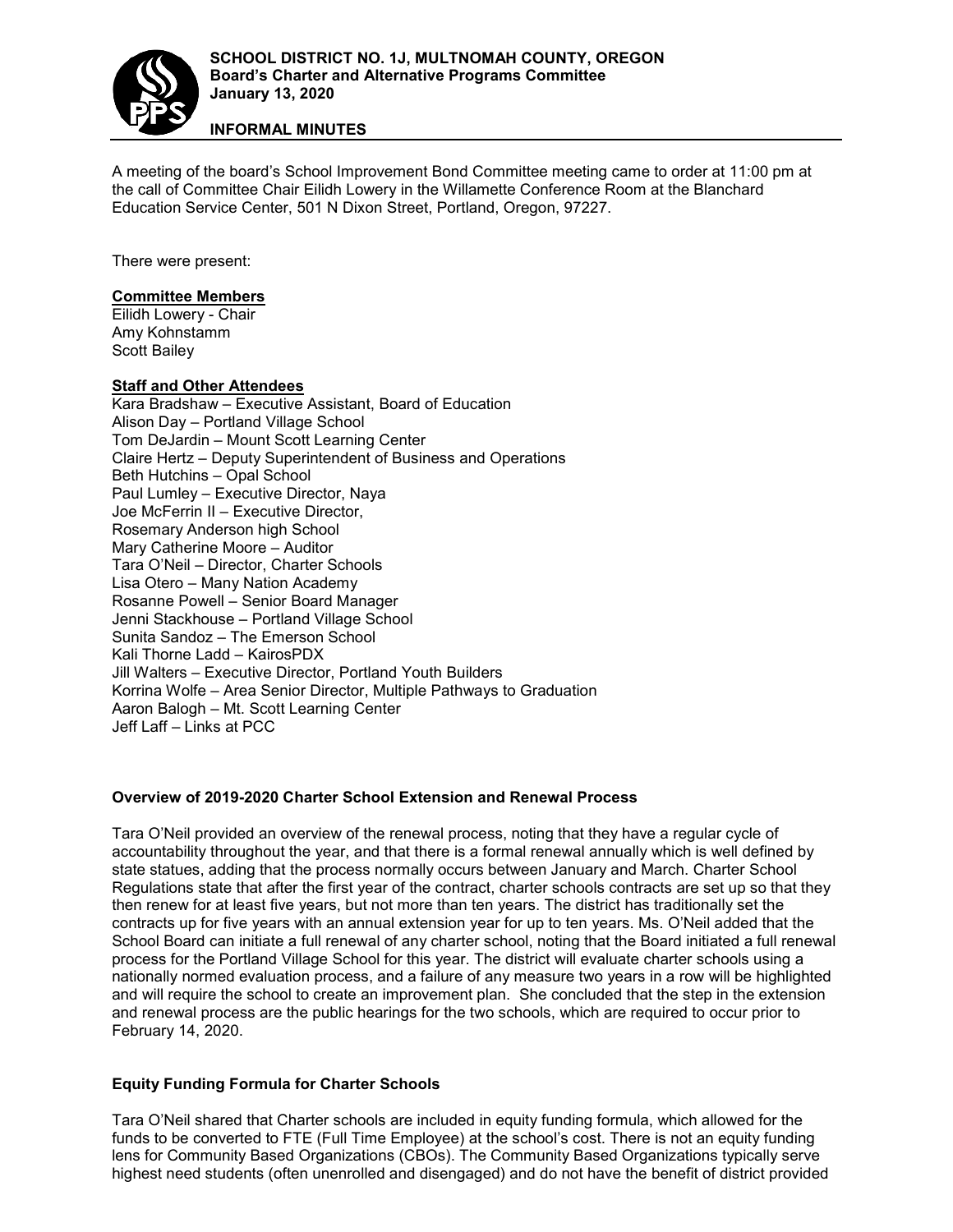**SCHOOL DISTRICT NO. 1J, MULTNOMAH COUNTY, OREGON**
**Board's Charter and Alternative Programs Committee**
**January 13, 2020**

**INFORMAL MINUTES**

A meeting of the board's School Improvement Bond Committee meeting came to order at 11:00 pm at the call of Committee Chair Eilidh Lowery in the Willamette Conference Room at the Blanchard Education Service Center, 501 N Dixon Street, Portland, Oregon, 97227.

There were present:

**Committee Members**

Eilidh Lowery - Chair
Amy Kohnstamm
Scott Bailey

**Staff and Other Attendees**

Kara Bradshaw – Executive Assistant, Board of Education
Alison Day – Portland Village School
Tom DeJardin – Mount Scott Learning Center
Claire Hertz – Deputy Superintendent of Business and Operations
Beth Hutchins – Opal School
Paul Lumley – Executive Director, Naya
Joe McFerrin II – Executive Director,
Rosemary Anderson high School
Mary Catherine Moore – Auditor
Tara O'Neil – Director, Charter Schools
Lisa Otero – Many Nation Academy
Rosanne Powell – Senior Board Manager
Jenni Stackhouse – Portland Village School
Sunita Sandoz – The Emerson School
Kali Thorne Ladd – KairosPDX
Jill Walters – Executive Director, Portland Youth Builders
Korrina Wolfe – Area Senior Director, Multiple Pathways to Graduation
Aaron Balogh – Mt. Scott Learning Center
Jeff Laff – Links at PCC

**Overview of 2019-2020 Charter School Extension and Renewal Process**

Tara O'Neil provided an overview of the renewal process, noting that they have a regular cycle of accountability throughout the year, and that there is a formal renewal annually which is well defined by state statues, adding that the process normally occurs between January and March. Charter School Regulations state that after the first year of the contract, charter schools contracts are set up so that they then renew for at least five years, but not more than ten years. The district has traditionally set the contracts up for five years with an annual extension year for up to ten years. Ms. O'Neil added that the School Board can initiate a full renewal of any charter school, noting that the Board initiated a full renewal process for the Portland Village School for this year. The district will evaluate charter schools using a nationally normed evaluation process, and a failure of any measure two years in a row will be highlighted and will require the school to create an improvement plan. She concluded that the step in the extension and renewal process are the public hearings for the two schools, which are required to occur prior to February 14, 2020.

**Equity Funding Formula for Charter Schools**

Tara O'Neil shared that Charter schools are included in equity funding formula, which allowed for the funds to be converted to FTE (Full Time Employee) at the school's cost. There is not an equity funding lens for Community Based Organizations (CBOs). The Community Based Organizations typically serve highest need students (often unenrolled and disengaged) and do not have the benefit of district provided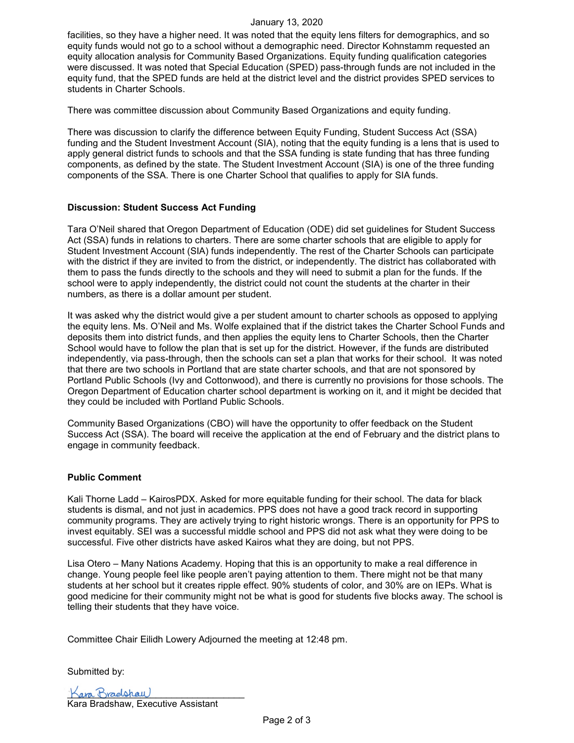facilities, so they have a higher need. It was noted that the equity lens filters for demographics, and so equity funds would not go to a school without a demographic need. Director Kohnstamm requested an equity allocation analysis for Community Based Organizations. Equity funding qualification categories were discussed. It was noted that Special Education (SPED) pass-through funds are not included in the equity fund, that the SPED funds are held at the district level and the district provides SPED services to students in Charter Schools.

There was committee discussion about Community Based Organizations and equity funding.

There was discussion to clarify the difference between Equity Funding, Student Success Act (SSA) funding and the Student Investment Account (SIA), noting that the equity funding is a lens that is used to apply general district funds to schools and that the SSA funding is state funding that has three funding components, as defined by the state. The Student Investment Account (SIA) is one of the three funding components of the SSA. There is one Charter School that qualifies to apply for SIA funds.

**Discussion: Student Success Act Funding**

Tara O'Neil shared that Oregon Department of Education (ODE) did set guidelines for Student Success Act (SSA) funds in relations to charters. There are some charter schools that are eligible to apply for Student Investment Account (SIA) funds independently. The rest of the Charter Schools can participate with the district if they are invited to from the district, or independently. The district has collaborated with them to pass the funds directly to the schools and they will need to submit a plan for the funds. If the school were to apply independently, the district could not count the students at the charter in their numbers, as there is a dollar amount per student.

It was asked why the district would give a per student amount to charter schools as opposed to applying the equity lens. Ms. O'Neil and Ms. Wolfe explained that if the district takes the Charter School Funds and deposits them into district funds, and then applies the equity lens to Charter Schools, then the Charter School would have to follow the plan that is set up for the district. However, if the funds are distributed independently, via pass-through, then the schools can set a plan that works for their school. It was noted that there are two schools in Portland that are state charter schools, and that are not sponsored by Portland Public Schools (Ivy and Cottonwood), and there is currently no provisions for those schools. The Oregon Department of Education charter school department is working on it, and it might be decided that they could be included with Portland Public Schools.

Community Based Organizations (CBO) will have the opportunity to offer feedback on the Student Success Act (SSA). The board will receive the application at the end of February and the district plans to engage in community feedback.

**Public Comment**

Kali Thorne Ladd – KairosPDX. Asked for more equitable funding for their school. The data for black students is dismal, and not just in academics. PPS does not have a good track record in supporting community programs. They are actively trying to right historic wrongs. There is an opportunity for PPS to invest equitably. SEI was a successful middle school and PPS did not ask what they were doing to be successful. Five other districts have asked Kairos what they are doing, but not PPS.

Lisa Otero – Many Nations Academy. Hoping that this is an opportunity to make a real difference in change. Young people feel like people aren't paying attention to them. There might not be that many students at her school but it creates ripple effect. 90% students of color, and 30% are on IEPs. What is good medicine for their community might not be what is good for students five blocks away. The school is telling their students that they have voice.

Committee Chair Eilidh Lowery Adjourned the meeting at 12:48 pm.

Submitted by:

Kara Bradshaw

Kara Bradshaw, Executive Assistant